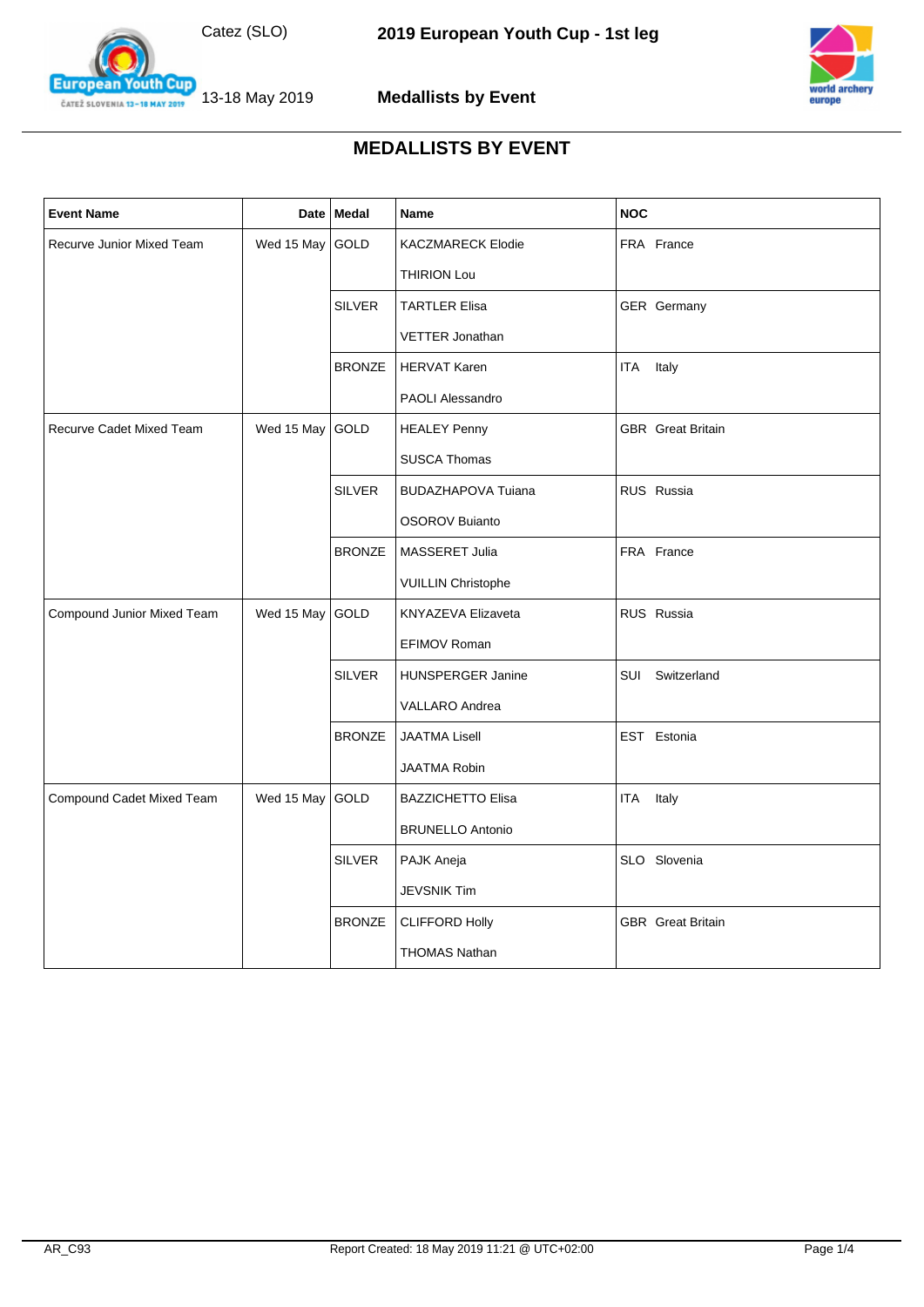# MEDALLISTS BY EVENT

| Event Name | Date | Medal | Name | NOC |
|---|---|---|---|---|
| Recurve Junior Mixed Team | Wed 15 May | GOLD | KACZMARECK Elodie | FRA France |
| | | | THIRION Lou | |
| | | SILVER | TARTLER Elisa | GER Germany |
| | | | VETTER Jonathan | |
| | | BRONZE | HERVAT Karen | ITA Italy |
| | | | PAOLI Alessandro | |
| Recurve Cadet Mixed Team | Wed 15 May | GOLD | HEALEY Penny | GBR Great Britain |
| | | | SUSCA Thomas | |
| | | SILVER | BUDAZHAPOVA Tuiana | RUS Russia |
| | | | OSOROV Buianto | |
| | | BRONZE | MASSERET Julia | FRA France |
| | | | VUILLIN Christophe | |
| Compound Junior Mixed Team | Wed 15 May | GOLD | KNYAZEVA Elizaveta | RUS Russia |
| | | | EFIMOV Roman | |
| | | SILVER | HUNSPERGER Janine | SUI Switzerland |
| | | | VALLARO Andrea | |
| | | BRONZE | JAATMA Lisell | EST Estonia |
| | | | JAATMA Robin | |
| Compound Cadet Mixed Team | Wed 15 May | GOLD | BAZZICHETTO Elisa | ITA Italy |
| | | | BRUNELLO Antonio | |
| | | SILVER | PAJK Aneja | SLO Slovenia |
| | | | JEVSNIK Tim | |
| | | BRONZE | CLIFFORD Holly | GBR Great Britain |
| | | | THOMAS Nathan | |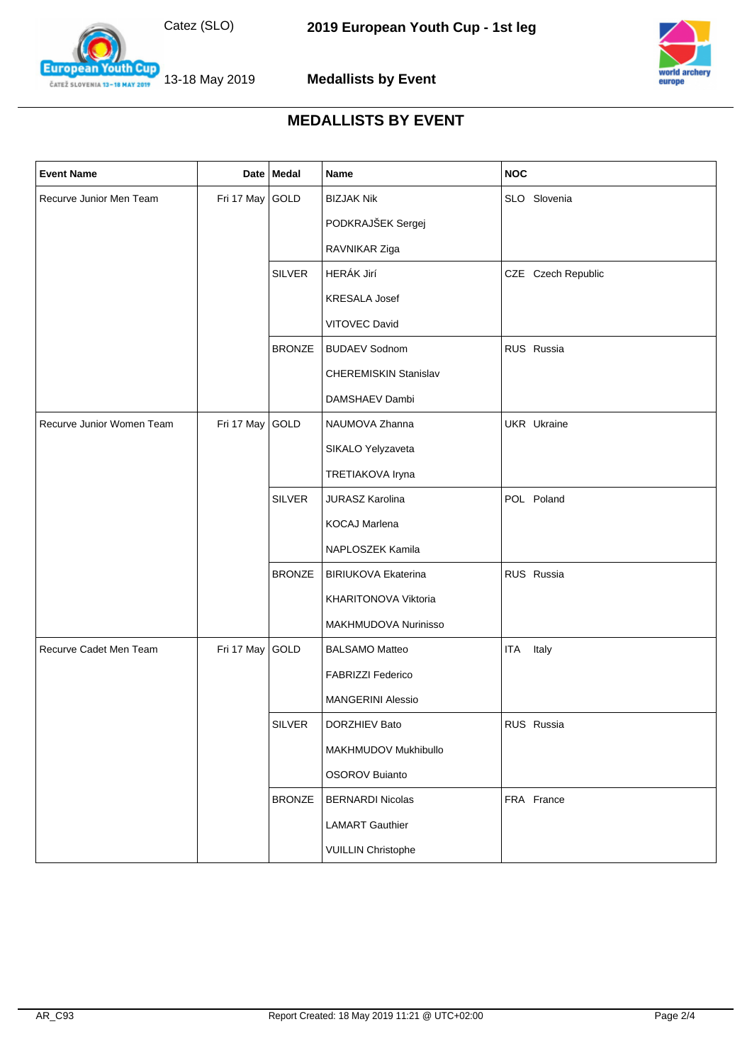# MEDALLISTS BY EVENT

| Event Name | Date | Medal | Name | NOC |
|---|---|---|---|---|
| Recurve Junior Men Team | Fri 17 May | GOLD | BIZJAK Nik | SLO Slovenia |
| | | | PODKRAJŠEK Sergej | |
| | | | RAVNIKAR Ziga | |
| | | SILVER | HERÁK Jirí | CZE Czech Republic |
| | | | KRESALA Josef | |
| | | | VITOVEC David | |
| | | BRONZE | BUDAEV Sodnom | RUS Russia |
| | | | CHEREMISKIN Stanislav | |
| | | | DAMSHAEV Dambi | |
| Recurve Junior Women Team | Fri 17 May | GOLD | NAUMOVA Zhanna | UKR Ukraine |
| | | | SIKALO Yelyzaveta | |
| | | | TRETIAKOVA Iryna | |
| | | SILVER | JURASZ Karolina | POL Poland |
| | | | KOCAJ Marlena | |
| | | | NAPLOSZEK Kamila | |
| | | BRONZE | BIRIUKOVA Ekaterina | RUS Russia |
| | | | KHARITONOVA Viktoria | |
| | | | MAKHMUDOVA Nurinisso | |
| Recurve Cadet Men Team | Fri 17 May | GOLD | BALSAMO Matteo | ITA Italy |
| | | | FABRIZZI Federico | |
| | | | MANGERINI Alessio | |
| | | SILVER | DORZHIEV Bato | RUS Russia |
| | | | MAKHMUDOV Mukhibullo | |
| | | | OSOROV Buianto | |
| | | BRONZE | BERNARDI Nicolas | FRA France |
| | | | LAMART Gauthier | |
| | | | VUILLIN Christophe | |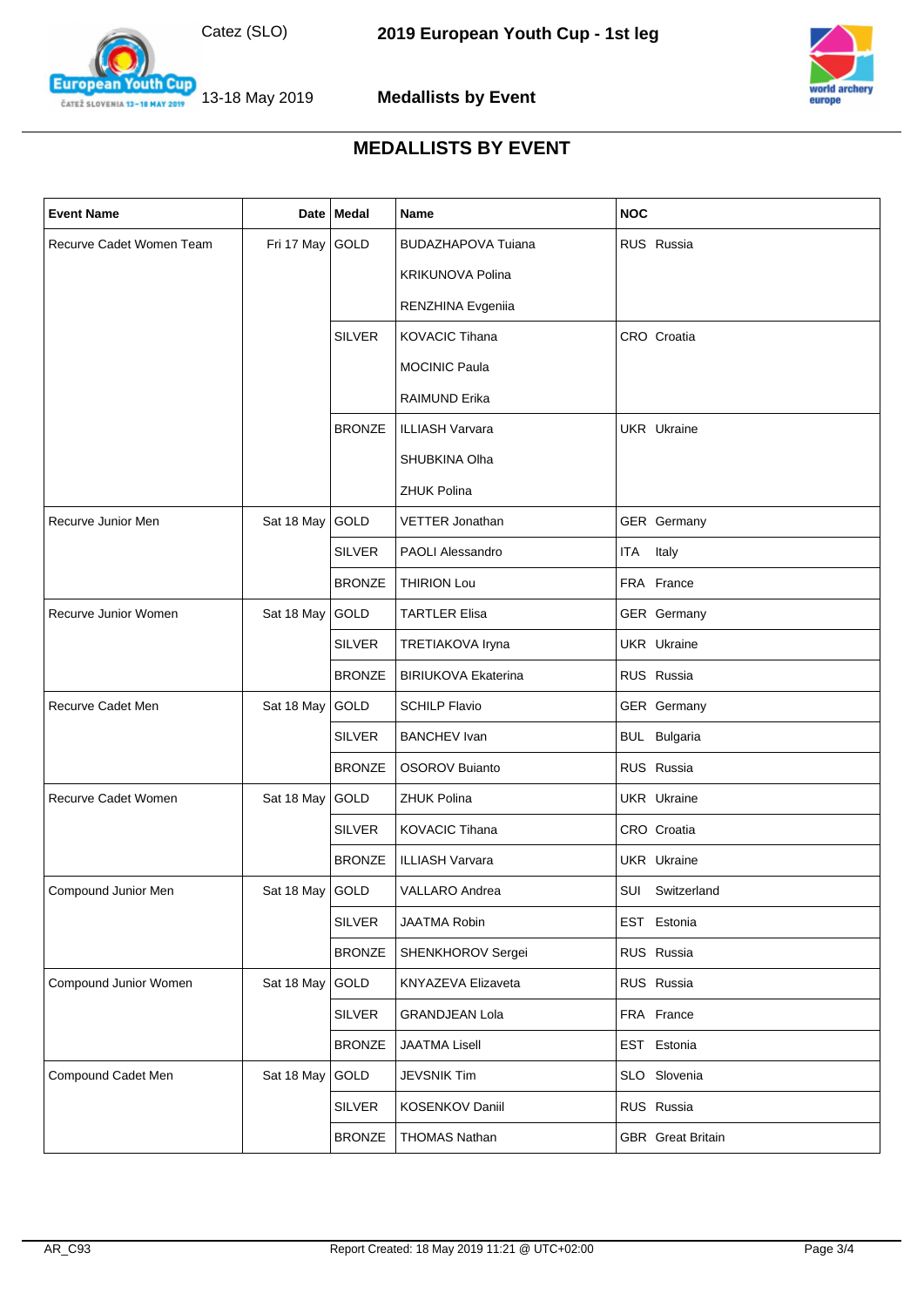# MEDALLISTS BY EVENT

| Event Name | Date | Medal | Name | NOC |
|---|---|---|---|---|
| Recurve Cadet Women Team | Fri 17 May | GOLD | BUDAZHAPOVA Tuiana | RUS Russia |
| | | | KRIKUNOVA Polina | |
| | | | RENZHINA Evgeniia | |
| | | SILVER | KOVACIC Tihana | CRO Croatia |
| | | | MOCINIC Paula | |
| | | | RAIMUND Erika | |
| | | BRONZE | ILLIASH Varvara | UKR Ukraine |
| | | | SHUBKINA Olha | |
| | | | ZHUK Polina | |
| Recurve Junior Men | Sat 18 May | GOLD | VETTER Jonathan | GER Germany |
| | | SILVER | PAOLI Alessandro | ITA Italy |
| | | BRONZE | THIRION Lou | FRA France |
| Recurve Junior Women | Sat 18 May | GOLD | TARTLER Elisa | GER Germany |
| | | SILVER | TRETIAKOVA Iryna | UKR Ukraine |
| | | BRONZE | BIRIUKOVA Ekaterina | RUS Russia |
| Recurve Cadet Men | Sat 18 May | GOLD | SCHILP Flavio | GER Germany |
| | | SILVER | BANCHEV Ivan | BUL Bulgaria |
| | | BRONZE | OSOROV Buianto | RUS Russia |
| Recurve Cadet Women | Sat 18 May | GOLD | ZHUK Polina | UKR Ukraine |
| | | SILVER | KOVACIC Tihana | CRO Croatia |
| | | BRONZE | ILLIASH Varvara | UKR Ukraine |
| Compound Junior Men | Sat 18 May | GOLD | VALLARO Andrea | SUI Switzerland |
| | | SILVER | JAATMA Robin | EST Estonia |
| | | BRONZE | SHENKHOROV Sergei | RUS Russia |
| Compound Junior Women | Sat 18 May | GOLD | KNYAZEVA Elizaveta | RUS Russia |
| | | SILVER | GRANDJEAN Lola | FRA France |
| | | BRONZE | JAATMA Lisell | EST Estonia |
| Compound Cadet Men | Sat 18 May | GOLD | JEVSNIK Tim | SLO Slovenia |
| | | SILVER | KOSENKOV Daniil | RUS Russia |
| | | BRONZE | THOMAS Nathan | GBR Great Britain |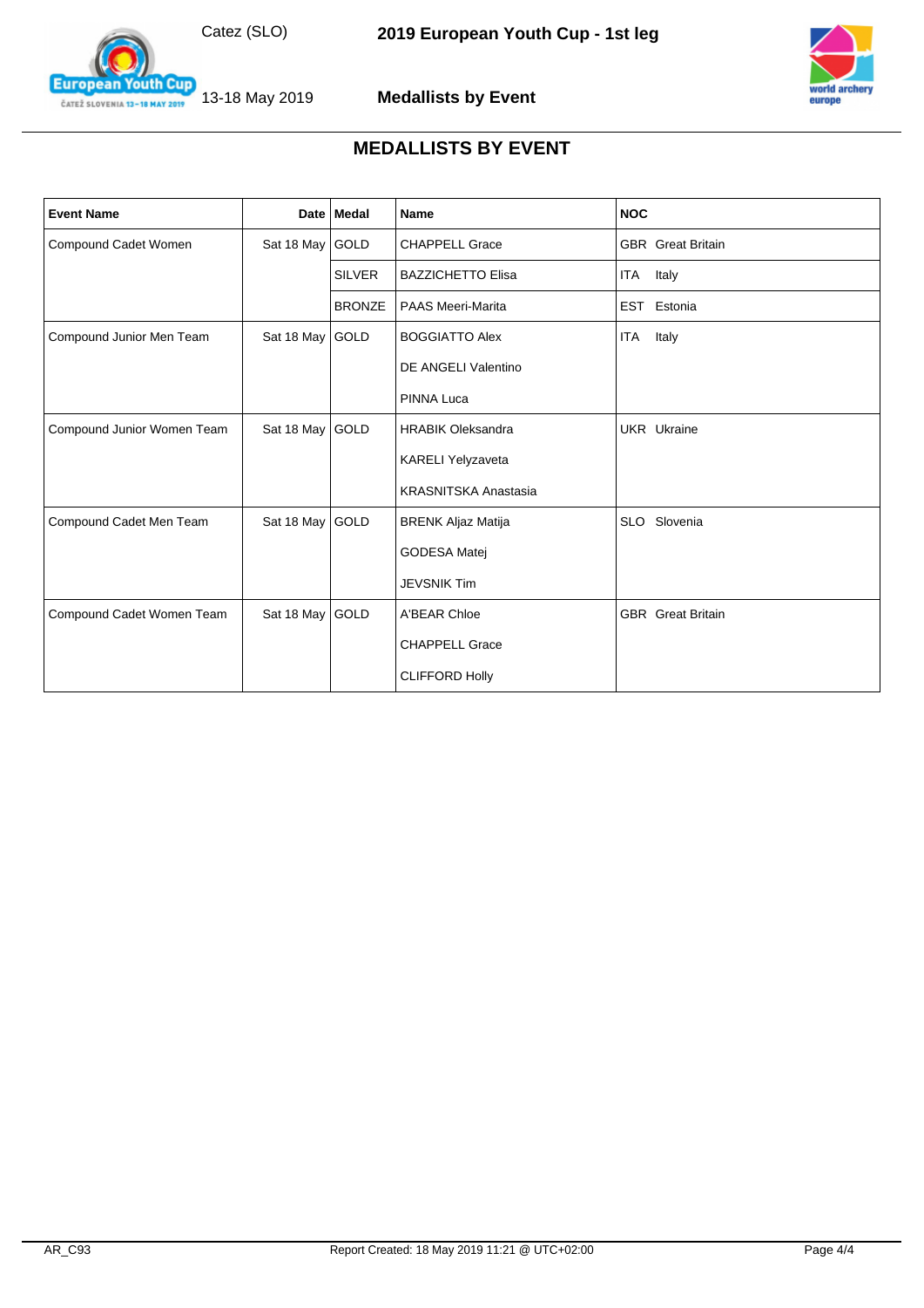# MEDALLISTS BY EVENT

| Event Name | Date | Medal | Name | NOC |
|---|---|---|---|---|
| Compound Cadet Women | Sat 18 May | GOLD | CHAPPELL Grace | GBR Great Britain |
| | | SILVER | BAZZICHETTO Elisa | ITA Italy |
| | | BRONZE | PAAS Meeri-Marita | EST Estonia |
| Compound Junior Men Team | Sat 18 May | GOLD | BOGGIATTO Alex<br>DE ANGELI Valentino<br>PINNA Luca | ITA Italy |
| Compound Junior Women Team | Sat 18 May | GOLD | HRABIK Oleksandra<br>KARELI Yelyzaveta<br>KRASNITSKA Anastasia | UKR Ukraine |
| Compound Cadet Men Team | Sat 18 May | GOLD | BRENK Aljaz Matija<br>GODESA Matej<br>JEVSNIK Tim | SLO Slovenia |
| Compound Cadet Women Team | Sat 18 May | GOLD | A'BEAR Chloe<br>CHAPPELL Grace<br>CLIFFORD Holly | GBR Great Britain |